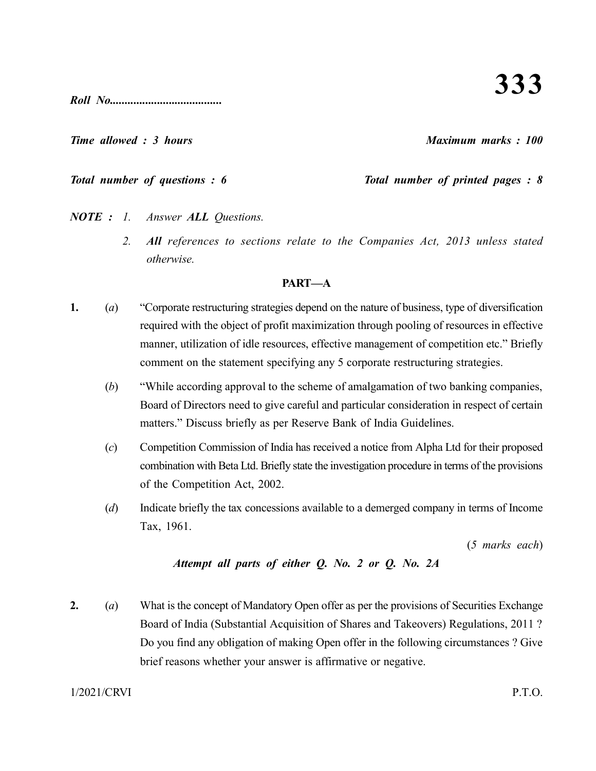# 333

***Roll No.....................................***

***Time allowed : 3 hours*** ***Maximum marks : 100***

***Total number of questions : 6*** ***Total number of printed pages : 8***

***NOTE :*** *1. Answer **ALL** Questions.*

*2. **All** references to sections relate to the Companies Act, 2013 unless stated otherwise.*

## PART—A

**1.** (*a*) "Corporate restructuring strategies depend on the nature of business, type of diversification required with the object of profit maximization through pooling of resources in effective manner, utilization of idle resources, effective management of competition etc." Briefly comment on the statement specifying any 5 corporate restructuring strategies.

(*b*) "While according approval to the scheme of amalgamation of two banking companies, Board of Directors need to give careful and particular consideration in respect of certain matters." Discuss briefly as per Reserve Bank of India Guidelines.

(*c*) Competition Commission of India has received a notice from Alpha Ltd for their proposed combination with Beta Ltd. Briefly state the investigation procedure in terms of the provisions of the Competition Act, 2002.

(*d*) Indicate briefly the tax concessions available to a demerged company in terms of Income Tax, 1961.

(*5 marks each*)

***Attempt all parts of either Q. No. 2 or Q. No. 2A***

**2.** (*a*) What is the concept of Mandatory Open offer as per the provisions of Securities Exchange Board of India (Substantial Acquisition of Shares and Takeovers) Regulations, 2011 ? Do you find any obligation of making Open offer in the following circumstances ? Give brief reasons whether your answer is affirmative or negative.

1/2021/CRVI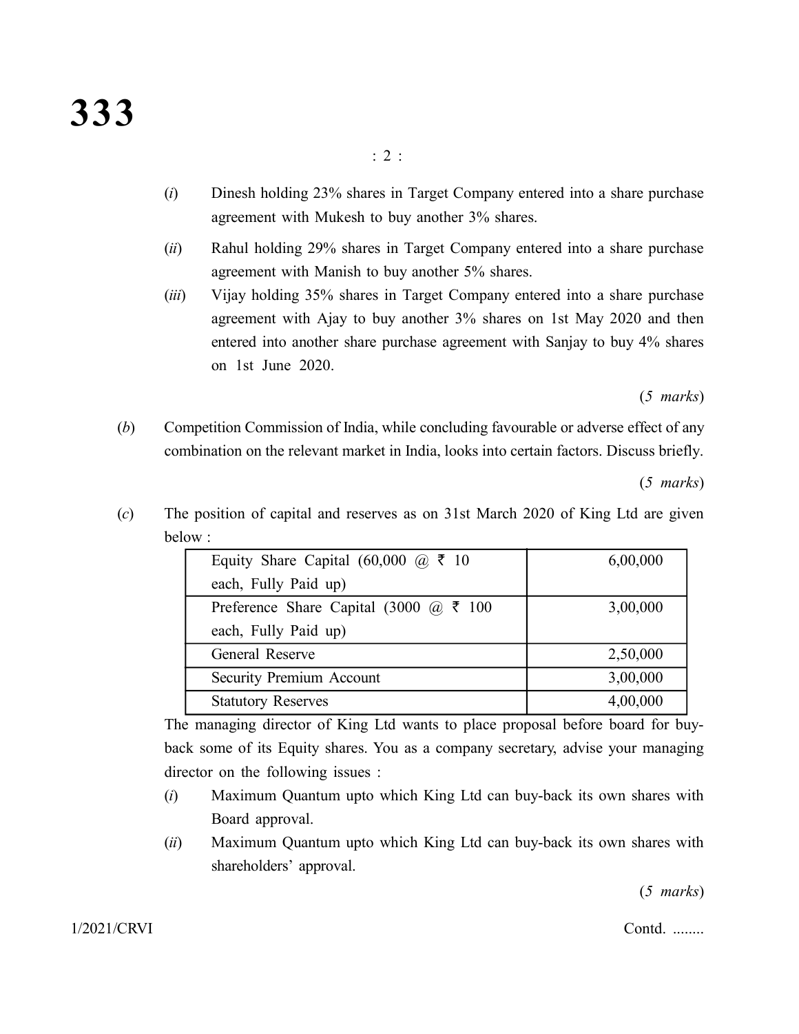(*i*) Dinesh holding 23% shares in Target Company entered into a share purchase agreement with Mukesh to buy another 3% shares.

(*ii*) Rahul holding 29% shares in Target Company entered into a share purchase agreement with Manish to buy another 5% shares.

(*iii*) Vijay holding 35% shares in Target Company entered into a share purchase agreement with Ajay to buy another 3% shares on 1st May 2020 and then entered into another share purchase agreement with Sanjay to buy 4% shares on 1st June 2020.

(*5 marks*)

(*b*) Competition Commission of India, while concluding favourable or adverse effect of any combination on the relevant market in India, looks into certain factors. Discuss briefly.

(*5 marks*)

(*c*) The position of capital and reserves as on 31st March 2020 of King Ltd are given below :

| | |
|---|---|
| Equity Share Capital (60,000 @ ₹ 10 each, Fully Paid up) | 6,00,000 |
| Preference Share Capital (3000 @ ₹ 100 each, Fully Paid up) | 3,00,000 |
| General Reserve | 2,50,000 |
| Security Premium Account | 3,00,000 |
| Statutory Reserves | 4,00,000 |

The managing director of King Ltd wants to place proposal before board for buy-back some of its Equity shares. You as a company secretary, advise your managing director on the following issues :

(*i*) Maximum Quantum upto which King Ltd can buy-back its own shares with Board approval.

(*ii*) Maximum Quantum upto which King Ltd can buy-back its own shares with shareholders' approval.

(*5 marks*)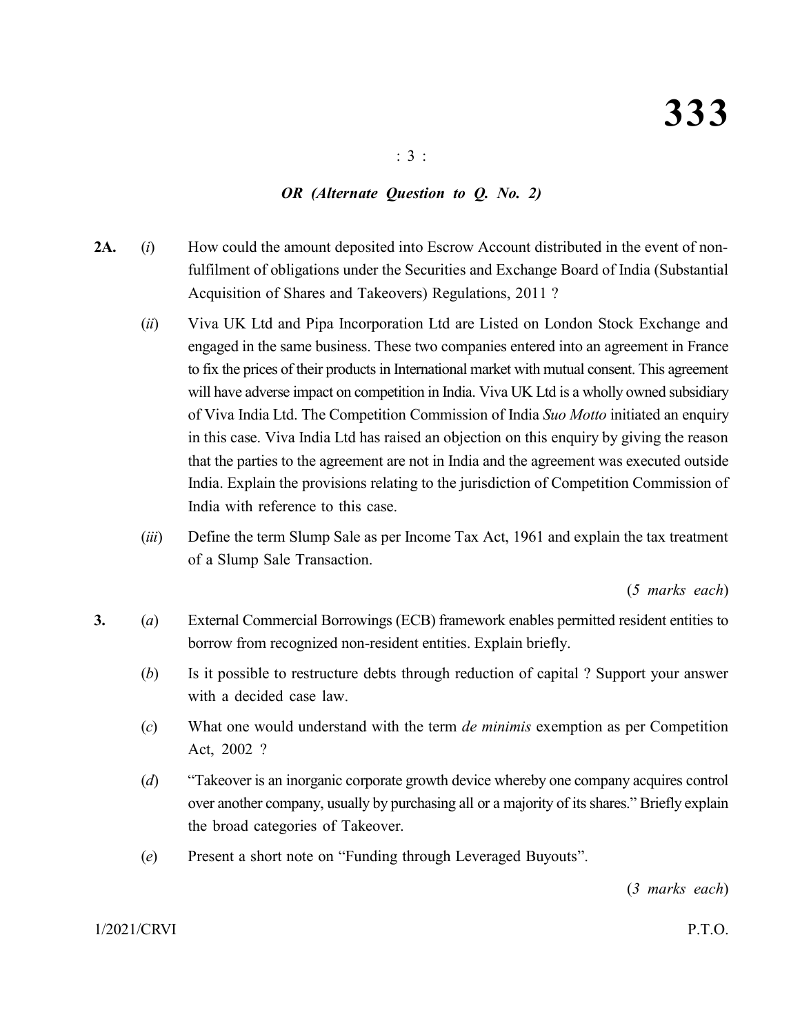*OR (Alternate Question to Q. No. 2)*

**2A.** (*i*) How could the amount deposited into Escrow Account distributed in the event of non-fulfilment of obligations under the Securities and Exchange Board of India (Substantial Acquisition of Shares and Takeovers) Regulations, 2011 ?

(*ii*) Viva UK Ltd and Pipa Incorporation Ltd are Listed on London Stock Exchange and engaged in the same business. These two companies entered into an agreement in France to fix the prices of their products in International market with mutual consent. This agreement will have adverse impact on competition in India. Viva UK Ltd is a wholly owned subsidiary of Viva India Ltd. The Competition Commission of India *Suo Motto* initiated an enquiry in this case. Viva India Ltd has raised an objection on this enquiry by giving the reason that the parties to the agreement are not in India and the agreement was executed outside India. Explain the provisions relating to the jurisdiction of Competition Commission of India with reference to this case.

(*iii*) Define the term Slump Sale as per Income Tax Act, 1961 and explain the tax treatment of a Slump Sale Transaction.

(*5 marks each*)

**3.** (*a*) External Commercial Borrowings (ECB) framework enables permitted resident entities to borrow from recognized non-resident entities. Explain briefly.

(*b*) Is it possible to restructure debts through reduction of capital ? Support your answer with a decided case law.

(*c*) What one would understand with the term *de minimis* exemption as per Competition Act, 2002 ?

(*d*) "Takeover is an inorganic corporate growth device whereby one company acquires control over another company, usually by purchasing all or a majority of its shares." Briefly explain the broad categories of Takeover.

(*e*) Present a short note on "Funding through Leveraged Buyouts".

(*3 marks each*)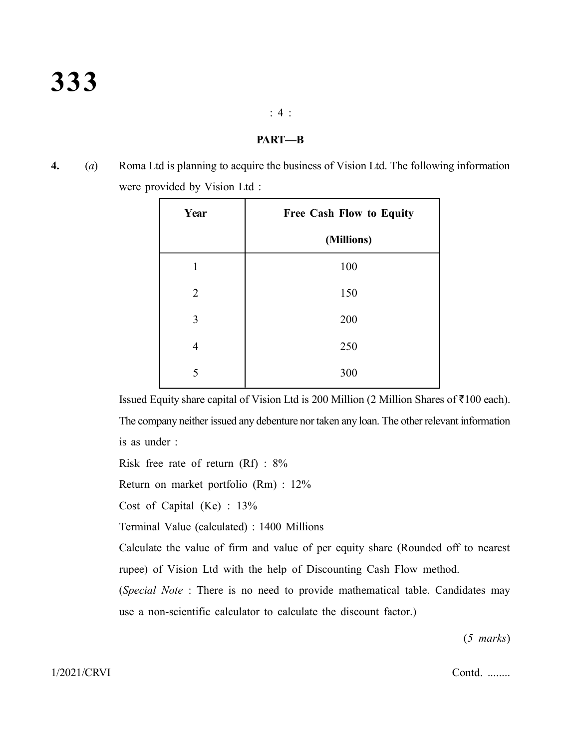## PART—B

**4.** (*a*) Roma Ltd is planning to acquire the business of Vision Ltd. The following information were provided by Vision Ltd :

| Year | Free Cash Flow to Equity (Millions) |
|---|---|
| 1 | 100 |
| 2 | 150 |
| 3 | 200 |
| 4 | 250 |
| 5 | 300 |

Issued Equity share capital of Vision Ltd is 200 Million (2 Million Shares of ₹100 each). The company neither issued any debenture nor taken any loan. The other relevant information is as under :

Risk free rate of return (Rf) : 8%

Return on market portfolio (Rm) : 12%

Cost of Capital (Ke) : 13%

Terminal Value (calculated) : 1400 Millions

Calculate the value of firm and value of per equity share (Rounded off to nearest rupee) of Vision Ltd with the help of Discounting Cash Flow method.

(*Special Note* : There is no need to provide mathematical table. Candidates may use a non-scientific calculator to calculate the discount factor.)

(*5 marks*)

1/2021/CRVI Contd. ........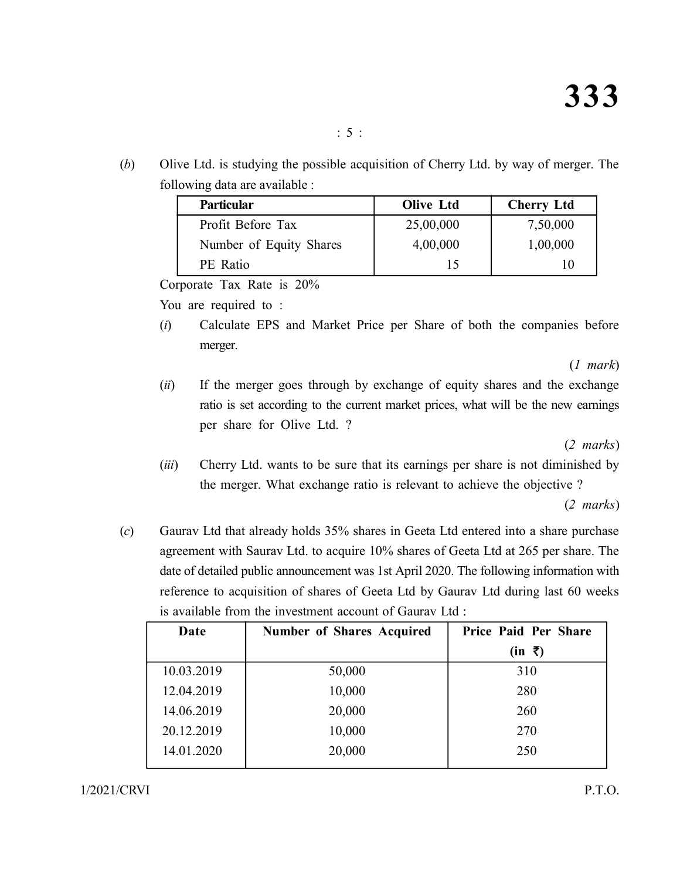(*b*) Olive Ltd. is studying the possible acquisition of Cherry Ltd. by way of merger. The following data are available :

| Particular | Olive Ltd | Cherry Ltd |
|---|---|---|
| Profit Before Tax | 25,00,000 | 7,50,000 |
| Number of Equity Shares | 4,00,000 | 1,00,000 |
| PE Ratio | 15 | 10 |

Corporate Tax Rate is 20%

You are required to :

(*i*) Calculate EPS and Market Price per Share of both the companies before merger.

(*1 mark*)

(*ii*) If the merger goes through by exchange of equity shares and the exchange ratio is set according to the current market prices, what will be the new earnings per share for Olive Ltd. ?

(*2 marks*)

(*iii*) Cherry Ltd. wants to be sure that its earnings per share is not diminished by the merger. What exchange ratio is relevant to achieve the objective ?

(*2 marks*)

(*c*) Gaurav Ltd that already holds 35% shares in Geeta Ltd entered into a share purchase agreement with Saurav Ltd. to acquire 10% shares of Geeta Ltd at 265 per share. The date of detailed public announcement was 1st April 2020. The following information with reference to acquisition of shares of Geeta Ltd by Gaurav Ltd during last 60 weeks is available from the investment account of Gaurav Ltd :

| Date | Number of Shares Acquired | Price Paid Per Share (in ₹) |
|---|---|---|
| 10.03.2019 | 50,000 | 310 |
| 12.04.2019 | 10,000 | 280 |
| 14.06.2019 | 20,000 | 260 |
| 20.12.2019 | 10,000 | 270 |
| 14.01.2020 | 20,000 | 250 |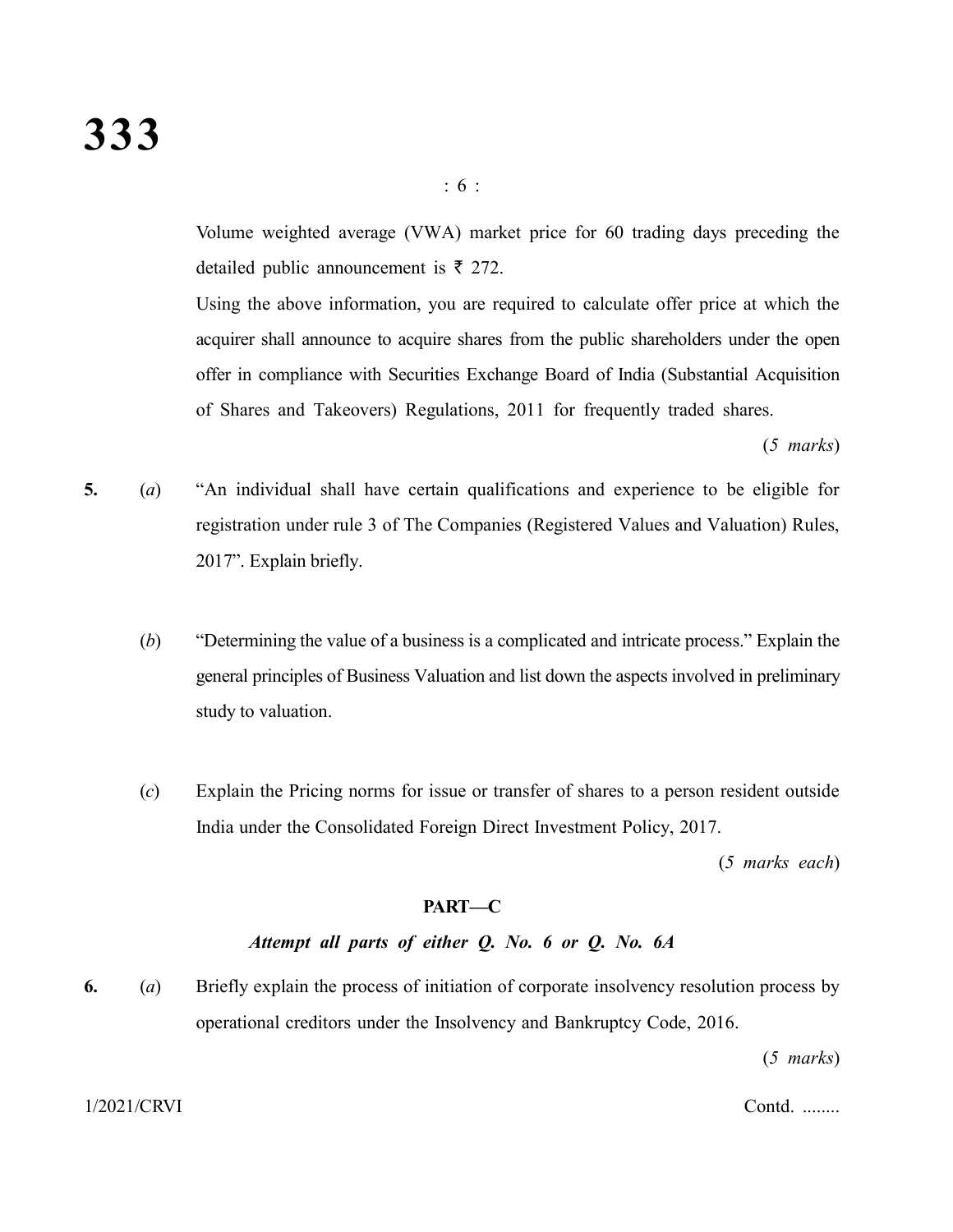Volume weighted average (VWA) market price for 60 trading days preceding the detailed public announcement is ₹ 272.

Using the above information, you are required to calculate offer price at which the acquirer shall announce to acquire shares from the public shareholders under the open offer in compliance with Securities Exchange Board of India (Substantial Acquisition of Shares and Takeovers) Regulations, 2011 for frequently traded shares.

(*5 marks*)

**5.** (*a*) "An individual shall have certain qualifications and experience to be eligible for registration under rule 3 of The Companies (Registered Values and Valuation) Rules, 2017". Explain briefly.

(*b*) "Determining the value of a business is a complicated and intricate process." Explain the general principles of Business Valuation and list down the aspects involved in preliminary study to valuation.

(*c*) Explain the Pricing norms for issue or transfer of shares to a person resident outside India under the Consolidated Foreign Direct Investment Policy, 2017.

(*5 marks each*)

## PART—C

***Attempt all parts of either Q. No. 6 or Q. No. 6A***

**6.** (*a*) Briefly explain the process of initiation of corporate insolvency resolution process by operational creditors under the Insolvency and Bankruptcy Code, 2016.

(*5 marks*)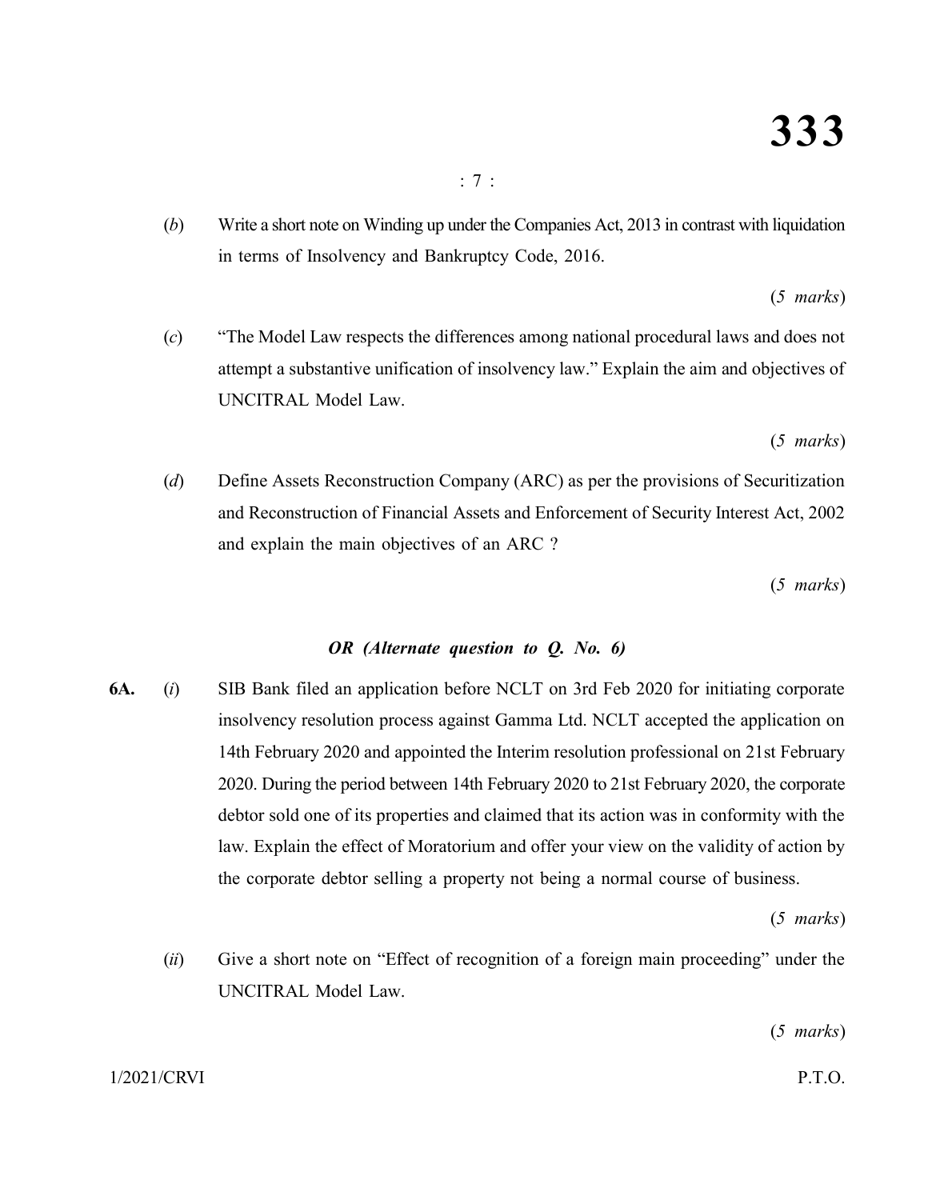(*b*) Write a short note on Winding up under the Companies Act, 2013 in contrast with liquidation in terms of Insolvency and Bankruptcy Code, 2016.

(*5 marks*)

(*c*) "The Model Law respects the differences among national procedural laws and does not attempt a substantive unification of insolvency law." Explain the aim and objectives of UNCITRAL Model Law.

(*5 marks*)

(*d*) Define Assets Reconstruction Company (ARC) as per the provisions of Securitization and Reconstruction of Financial Assets and Enforcement of Security Interest Act, 2002 and explain the main objectives of an ARC ?

(*5 marks*)

***OR (Alternate question to Q. No. 6)***

**6A.** (*i*) SIB Bank filed an application before NCLT on 3rd Feb 2020 for initiating corporate insolvency resolution process against Gamma Ltd. NCLT accepted the application on 14th February 2020 and appointed the Interim resolution professional on 21st February 2020. During the period between 14th February 2020 to 21st February 2020, the corporate debtor sold one of its properties and claimed that its action was in conformity with the law. Explain the effect of Moratorium and offer your view on the validity of action by the corporate debtor selling a property not being a normal course of business.

(*5 marks*)

(*ii*) Give a short note on "Effect of recognition of a foreign main proceeding" under the UNCITRAL Model Law.

(*5 marks*)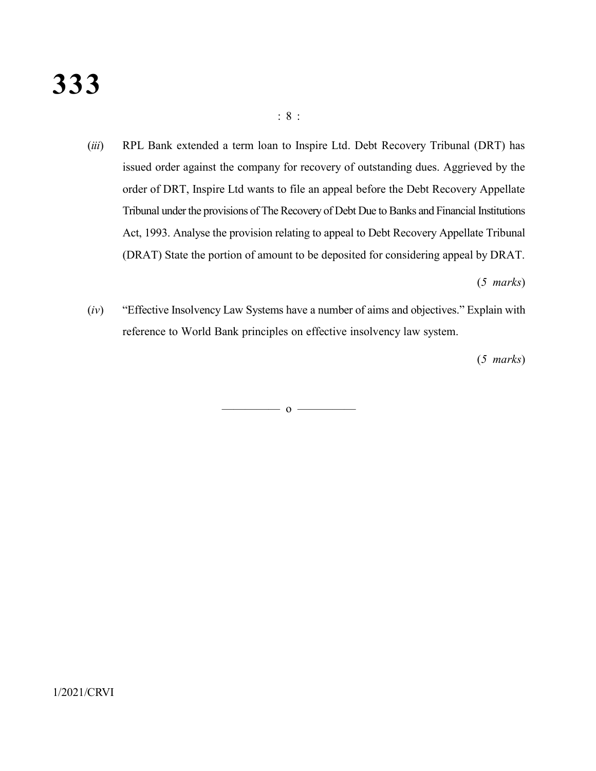(*iii*) RPL Bank extended a term loan to Inspire Ltd. Debt Recovery Tribunal (DRT) has issued order against the company for recovery of outstanding dues. Aggrieved by the order of DRT, Inspire Ltd wants to file an appeal before the Debt Recovery Appellate Tribunal under the provisions of The Recovery of Debt Due to Banks and Financial Institutions Act, 1993. Analyse the provision relating to appeal to Debt Recovery Appellate Tribunal (DRAT) State the portion of amount to be deposited for considering appeal by DRAT.

(*5 marks*)

(*iv*) "Effective Insolvency Law Systems have a number of aims and objectives." Explain with reference to World Bank principles on effective insolvency law system.

(*5 marks*)

——— o ———

1/2021/CRVI